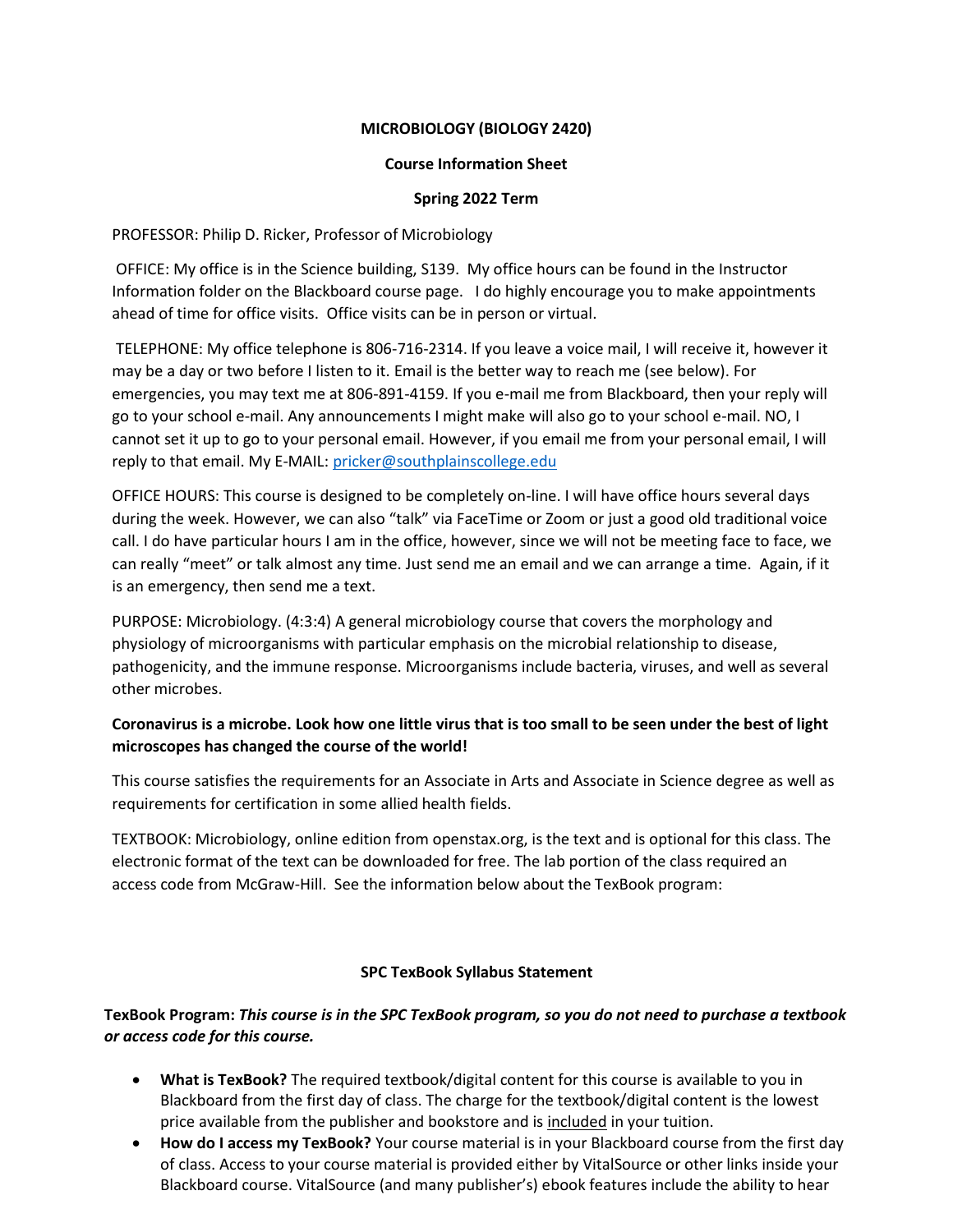# MICROBIOLOGY (BIOLOGY 2420)

## Course Information Sheet

## Spring 2022 Term

PROFESSOR: Philip D. Ricker, Professor of Microbiology

OFFICE: My office is in the Science building, S139. My office hours can be found in the Instructor Information folder on the Blackboard course page. I do highly encourage you to make appointments ahead of time for office visits. Office visits can be in person or virtual.

TELEPHONE: My office telephone is 806-716-2314. If you leave a voice mail, I will receive it, however it may be a day or two before I listen to it. Email is the better way to reach me (see below). For emergencies, you may text me at 806-891-4159. If you e-mail me from Blackboard, then your reply will go to your school e-mail. Any announcements I might make will also go to your school e-mail. NO, I cannot set it up to go to your personal email. However, if you email me from your personal email, I will reply to that email. My E-MAIL: pricker@southplainscollege.edu

OFFICE HOURS: This course is designed to be completely on-line. I will have office hours several days during the week. However, we can also "talk" via FaceTime or Zoom or just a good old traditional voice call. I do have particular hours I am in the office, however, since we will not be meeting face to face, we can really "meet" or talk almost any time. Just send me an email and we can arrange a time. Again, if it is an emergency, then send me a text.

PURPOSE: Microbiology. (4:3:4) A general microbiology course that covers the morphology and physiology of microorganisms with particular emphasis on the microbial relationship to disease, pathogenicity, and the immune response. Microorganisms include bacteria, viruses, and well as several other microbes.

**Coronavirus is a microbe. Look how one little virus that is too small to be seen under the best of light microscopes has changed the course of the world!**

This course satisfies the requirements for an Associate in Arts and Associate in Science degree as well as requirements for certification in some allied health fields.

TEXTBOOK: Microbiology, online edition from openstax.org, is the text and is optional for this class. The electronic format of the text can be downloaded for free. The lab portion of the class required an access code from McGraw-Hill. See the information below about the TexBook program:

### SPC TexBook Syllabus Statement

**TexBook Program:** ***This course is in the SPC TexBook program, so you do not need to purchase a textbook or access code for this course.***

- **What is TexBook?** The required textbook/digital content for this course is available to you in Blackboard from the first day of class. The charge for the textbook/digital content is the lowest price available from the publisher and bookstore and is included in your tuition.
- **How do I access my TexBook?** Your course material is in your Blackboard course from the first day of class. Access to your course material is provided either by VitalSource or other links inside your Blackboard course. VitalSource (and many publisher's) ebook features include the ability to hear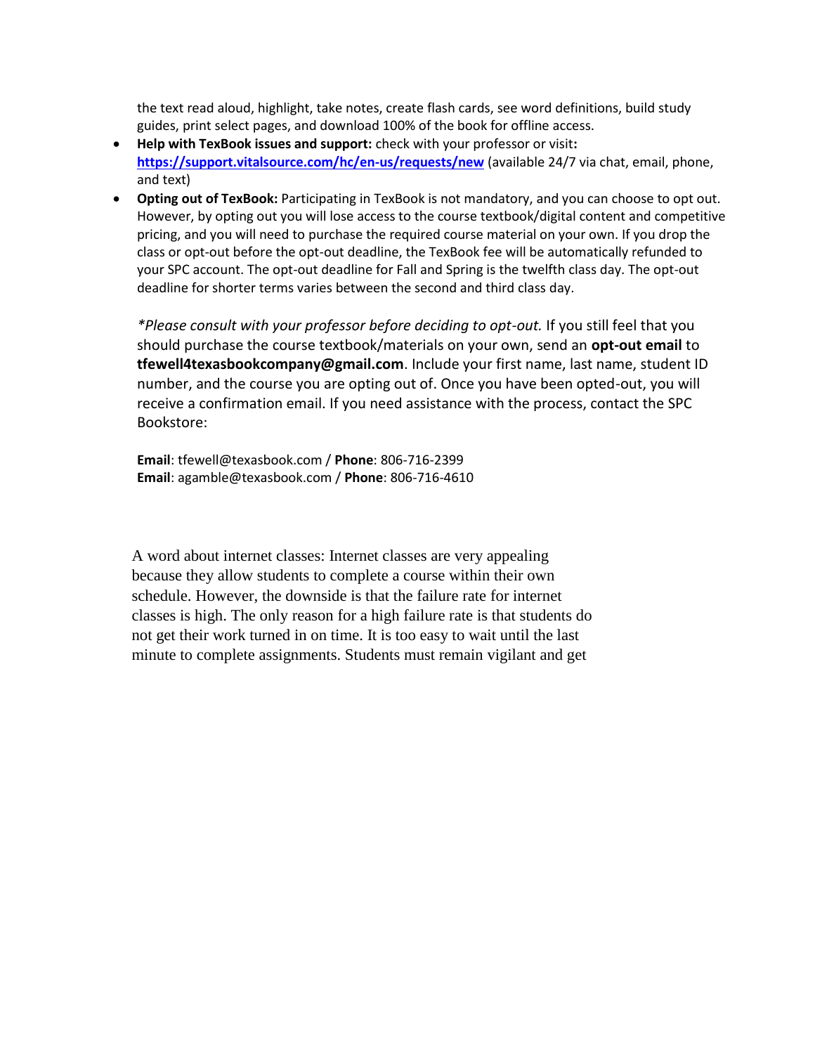the text read aloud, highlight, take notes, create flash cards, see word definitions, build study guides, print select pages, and download 100% of the book for offline access.

- **Help with TexBook issues and support:** check with your professor or visit**:** **https://support.vitalsource.com/hc/en-us/requests/new** (available 24/7 via chat, email, phone, and text)
- **Opting out of TexBook:** Participating in TexBook is not mandatory, and you can choose to opt out. However, by opting out you will lose access to the course textbook/digital content and competitive pricing, and you will need to purchase the required course material on your own. If you drop the class or opt-out before the opt-out deadline, the TexBook fee will be automatically refunded to your SPC account. The opt-out deadline for Fall and Spring is the twelfth class day. The opt-out deadline for shorter terms varies between the second and third class day.

  *\*Please consult with your professor before deciding to opt-out.* If you still feel that you should purchase the course textbook/materials on your own, send an **opt-out email** to **tfewell4texasbookcompany@gmail.com**. Include your first name, last name, student ID number, and the course you are opting out of. Once you have been opted-out, you will receive a confirmation email. If you need assistance with the process, contact the SPC Bookstore:

  **Email**: tfewell@texasbook.com / **Phone**: 806-716-2399
  **Email**: agamble@texasbook.com / **Phone**: 806-716-4610

A word about internet classes: Internet classes are very appealing because they allow students to complete a course within their own schedule. However, the downside is that the failure rate for internet classes is high. The only reason for a high failure rate is that students do not get their work turned in on time. It is too easy to wait until the last minute to complete assignments. Students must remain vigilant and get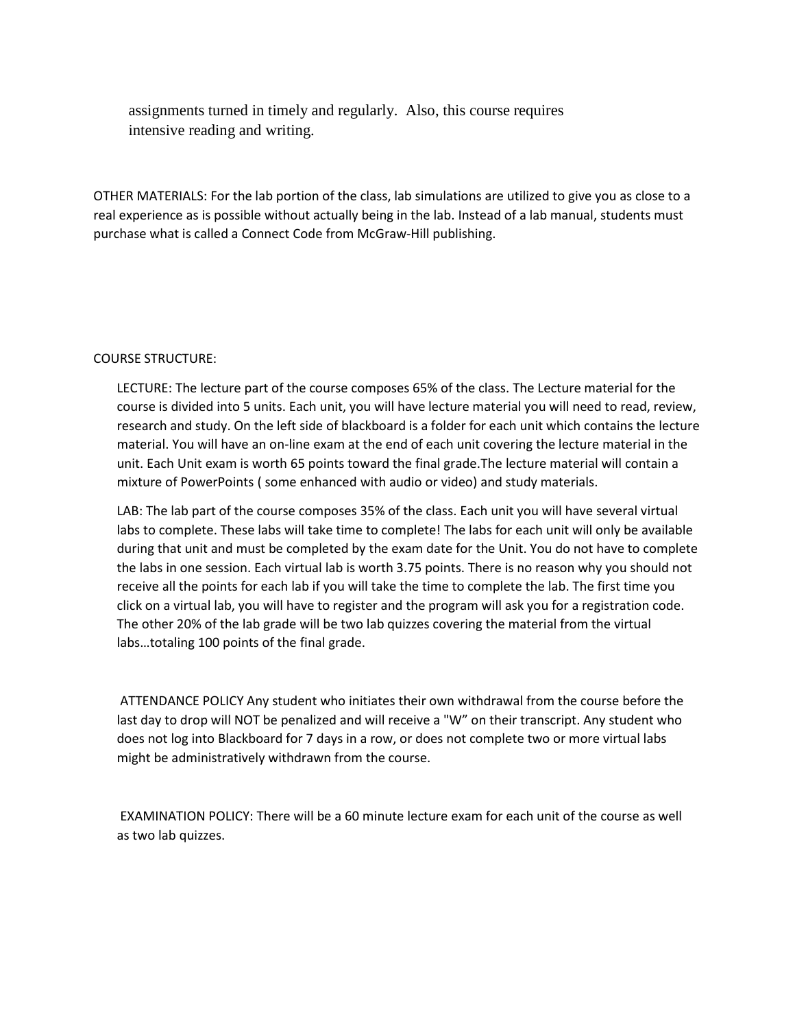assignments turned in timely and regularly. Also, this course requires intensive reading and writing.

OTHER MATERIALS: For the lab portion of the class, lab simulations are utilized to give you as close to a real experience as is possible without actually being in the lab. Instead of a lab manual, students must purchase what is called a Connect Code from McGraw-Hill publishing.

COURSE STRUCTURE:

LECTURE: The lecture part of the course composes 65% of the class. The Lecture material for the course is divided into 5 units. Each unit, you will have lecture material you will need to read, review, research and study. On the left side of blackboard is a folder for each unit which contains the lecture material. You will have an on-line exam at the end of each unit covering the lecture material in the unit. Each Unit exam is worth 65 points toward the final grade.The lecture material will contain a mixture of PowerPoints ( some enhanced with audio or video) and study materials.

LAB: The lab part of the course composes 35% of the class. Each unit you will have several virtual labs to complete. These labs will take time to complete! The labs for each unit will only be available during that unit and must be completed by the exam date for the Unit. You do not have to complete the labs in one session. Each virtual lab is worth 3.75 points. There is no reason why you should not receive all the points for each lab if you will take the time to complete the lab. The first time you click on a virtual lab, you will have to register and the program will ask you for a registration code. The other 20% of the lab grade will be two lab quizzes covering the material from the virtual labs…totaling 100 points of the final grade.

ATTENDANCE POLICY Any student who initiates their own withdrawal from the course before the last day to drop will NOT be penalized and will receive a "W" on their transcript. Any student who does not log into Blackboard for 7 days in a row, or does not complete two or more virtual labs might be administratively withdrawn from the course.

EXAMINATION POLICY: There will be a 60 minute lecture exam for each unit of the course as well as two lab quizzes.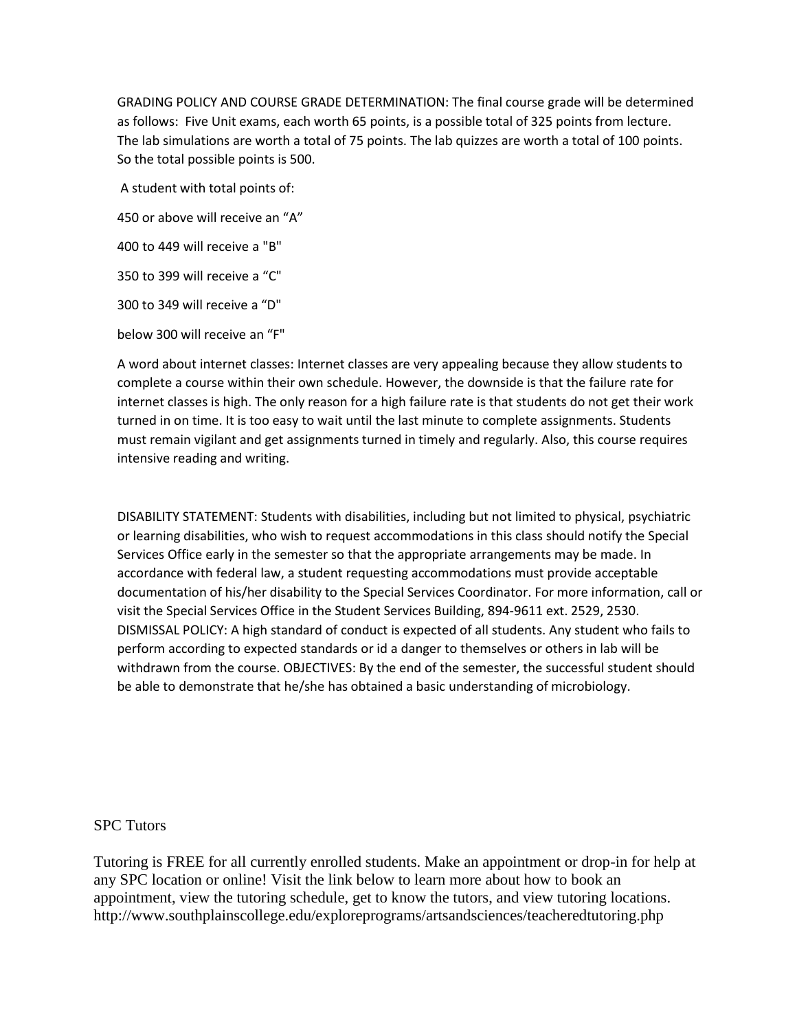GRADING POLICY AND COURSE GRADE DETERMINATION: The final course grade will be determined as follows: Five Unit exams, each worth 65 points, is a possible total of 325 points from lecture. The lab simulations are worth a total of 75 points. The lab quizzes are worth a total of 100 points. So the total possible points is 500.

A student with total points of:

450 or above will receive an "A"

400 to 449 will receive a "B"

350 to 399 will receive a "C"

300 to 349 will receive a "D"

below 300 will receive an "F"

A word about internet classes: Internet classes are very appealing because they allow students to complete a course within their own schedule. However, the downside is that the failure rate for internet classes is high. The only reason for a high failure rate is that students do not get their work turned in on time. It is too easy to wait until the last minute to complete assignments. Students must remain vigilant and get assignments turned in timely and regularly. Also, this course requires intensive reading and writing.

DISABILITY STATEMENT: Students with disabilities, including but not limited to physical, psychiatric or learning disabilities, who wish to request accommodations in this class should notify the Special Services Office early in the semester so that the appropriate arrangements may be made. In accordance with federal law, a student requesting accommodations must provide acceptable documentation of his/her disability to the Special Services Coordinator. For more information, call or visit the Special Services Office in the Student Services Building, 894-9611 ext. 2529, 2530. DISMISSAL POLICY: A high standard of conduct is expected of all students. Any student who fails to perform according to expected standards or id a danger to themselves or others in lab will be withdrawn from the course. OBJECTIVES: By the end of the semester, the successful student should be able to demonstrate that he/she has obtained a basic understanding of microbiology.

SPC Tutors

Tutoring is FREE for all currently enrolled students. Make an appointment or drop-in for help at any SPC location or online! Visit the link below to learn more about how to book an appointment, view the tutoring schedule, get to know the tutors, and view tutoring locations. http://www.southplainscollege.edu/exploreprograms/artsandsciences/teacheredtutoring.php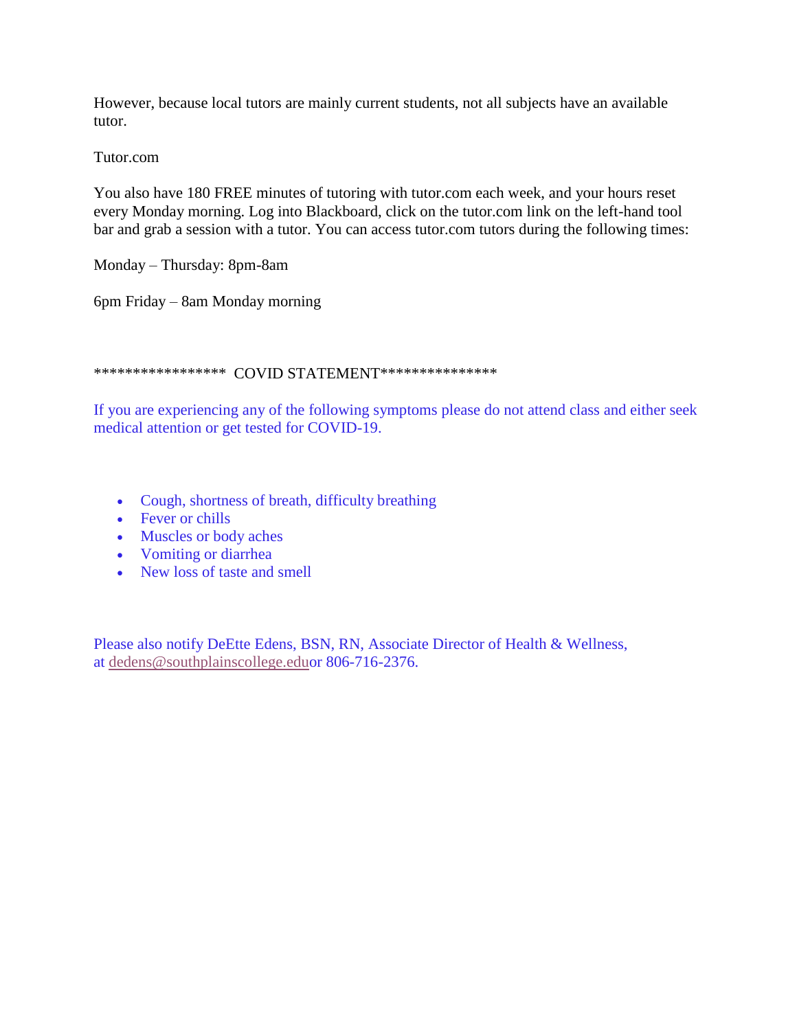However, because local tutors are mainly current students, not all subjects have an available tutor.

Tutor.com

You also have 180 FREE minutes of tutoring with tutor.com each week, and your hours reset every Monday morning. Log into Blackboard, click on the tutor.com link on the left-hand tool bar and grab a session with a tutor. You can access tutor.com tutors during the following times:

Monday – Thursday: 8pm-8am

6pm Friday – 8am Monday morning

***************** COVID STATEMENT***************

If you are experiencing any of the following symptoms please do not attend class and either seek medical attention or get tested for COVID-19.

- Cough, shortness of breath, difficulty breathing
- Fever or chills
- Muscles or body aches
- Vomiting or diarrhea
- New loss of taste and smell

Please also notify DeEtte Edens, BSN, RN, Associate Director of Health & Wellness, at dedens@southplainscollege.eduor 806-716-2376.